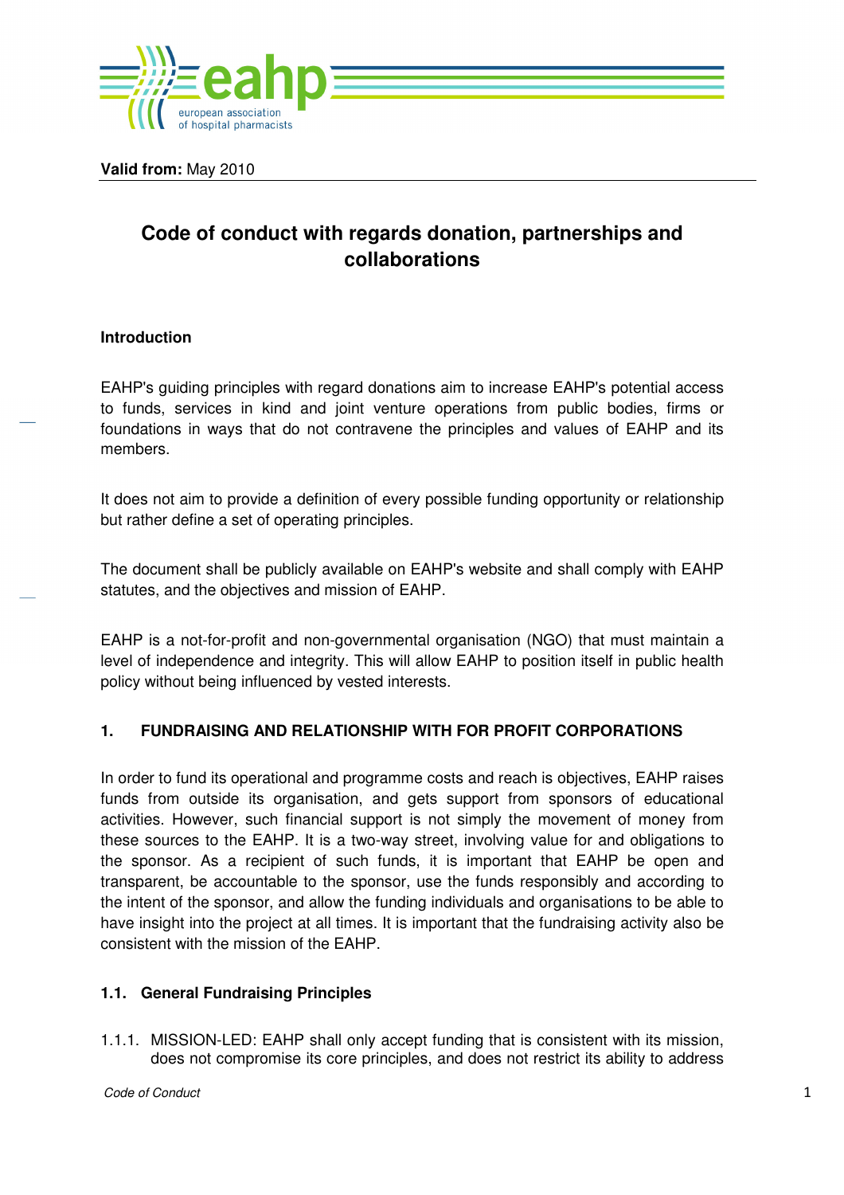**Valid from:** May 2010

# Code of conduct with regards donation, partnerships and collaborations

## Introduction

EAHP's guiding principles with regard donations aim to increase EAHP's potential access to funds, services in kind and joint venture operations from public bodies, firms or foundations in ways that do not contravene the principles and values of EAHP and its members.

It does not aim to provide a definition of every possible funding opportunity or relationship but rather define a set of operating principles.

The document shall be publicly available on EAHP's website and shall comply with EAHP statutes, and the objectives and mission of EAHP.

EAHP is a not-for-profit and non-governmental organisation (NGO) that must maintain a level of independence and integrity. This will allow EAHP to position itself in public health policy without being influenced by vested interests.

## 1. FUNDRAISING AND RELATIONSHIP WITH FOR PROFIT CORPORATIONS

In order to fund its operational and programme costs and reach is objectives, EAHP raises funds from outside its organisation, and gets support from sponsors of educational activities. However, such financial support is not simply the movement of money from these sources to the EAHP. It is a two-way street, involving value for and obligations to the sponsor. As a recipient of such funds, it is important that EAHP be open and transparent, be accountable to the sponsor, use the funds responsibly and according to the intent of the sponsor, and allow the funding individuals and organisations to be able to have insight into the project at all times. It is important that the fundraising activity also be consistent with the mission of the EAHP.

### 1.1. General Fundraising Principles

1.1.1. MISSION-LED: EAHP shall only accept funding that is consistent with its mission, does not compromise its core principles, and does not restrict its ability to address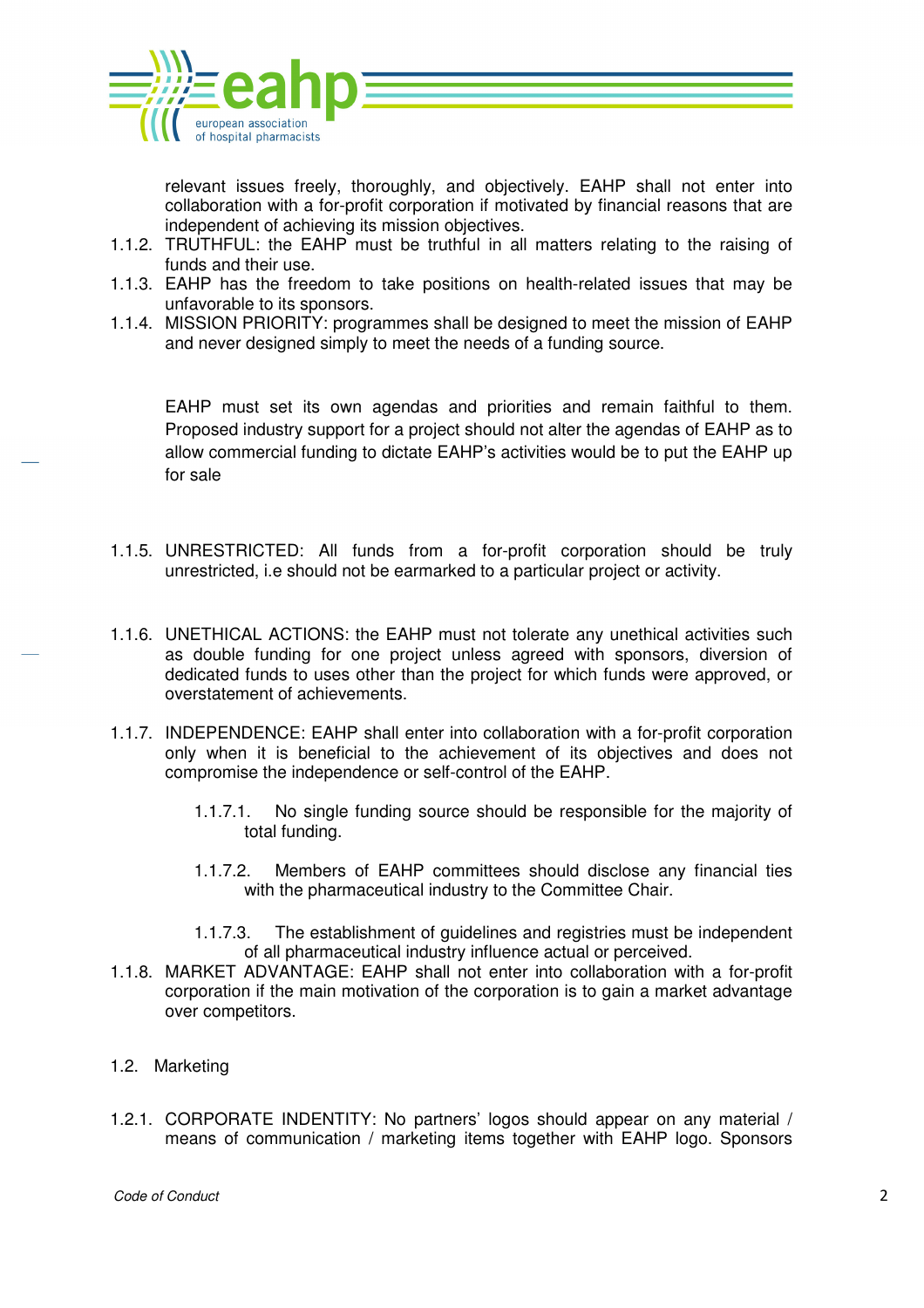relevant issues freely, thoroughly, and objectively. EAHP shall not enter into collaboration with a for-profit corporation if motivated by financial reasons that are independent of achieving its mission objectives.

1.1.2. TRUTHFUL: the EAHP must be truthful in all matters relating to the raising of funds and their use.

1.1.3. EAHP has the freedom to take positions on health-related issues that may be unfavorable to its sponsors.

1.1.4. MISSION PRIORITY: programmes shall be designed to meet the mission of EAHP and never designed simply to meet the needs of a funding source.

EAHP must set its own agendas and priorities and remain faithful to them. Proposed industry support for a project should not alter the agendas of EAHP as to allow commercial funding to dictate EAHP's activities would be to put the EAHP up for sale

1.1.5. UNRESTRICTED: All funds from a for-profit corporation should be truly unrestricted, i.e should not be earmarked to a particular project or activity.

1.1.6. UNETHICAL ACTIONS: the EAHP must not tolerate any unethical activities such as double funding for one project unless agreed with sponsors, diversion of dedicated funds to uses other than the project for which funds were approved, or overstatement of achievements.

1.1.7. INDEPENDENCE: EAHP shall enter into collaboration with a for-profit corporation only when it is beneficial to the achievement of its objectives and does not compromise the independence or self-control of the EAHP.

1.1.7.1. No single funding source should be responsible for the majority of total funding.

1.1.7.2. Members of EAHP committees should disclose any financial ties with the pharmaceutical industry to the Committee Chair.

1.1.7.3. The establishment of guidelines and registries must be independent of all pharmaceutical industry influence actual or perceived.

1.1.8. MARKET ADVANTAGE: EAHP shall not enter into collaboration with a for-profit corporation if the main motivation of the corporation is to gain a market advantage over competitors.

## 1.2. Marketing

1.2.1. CORPORATE INDENTITY: No partners' logos should appear on any material / means of communication / marketing items together with EAHP logo. Sponsors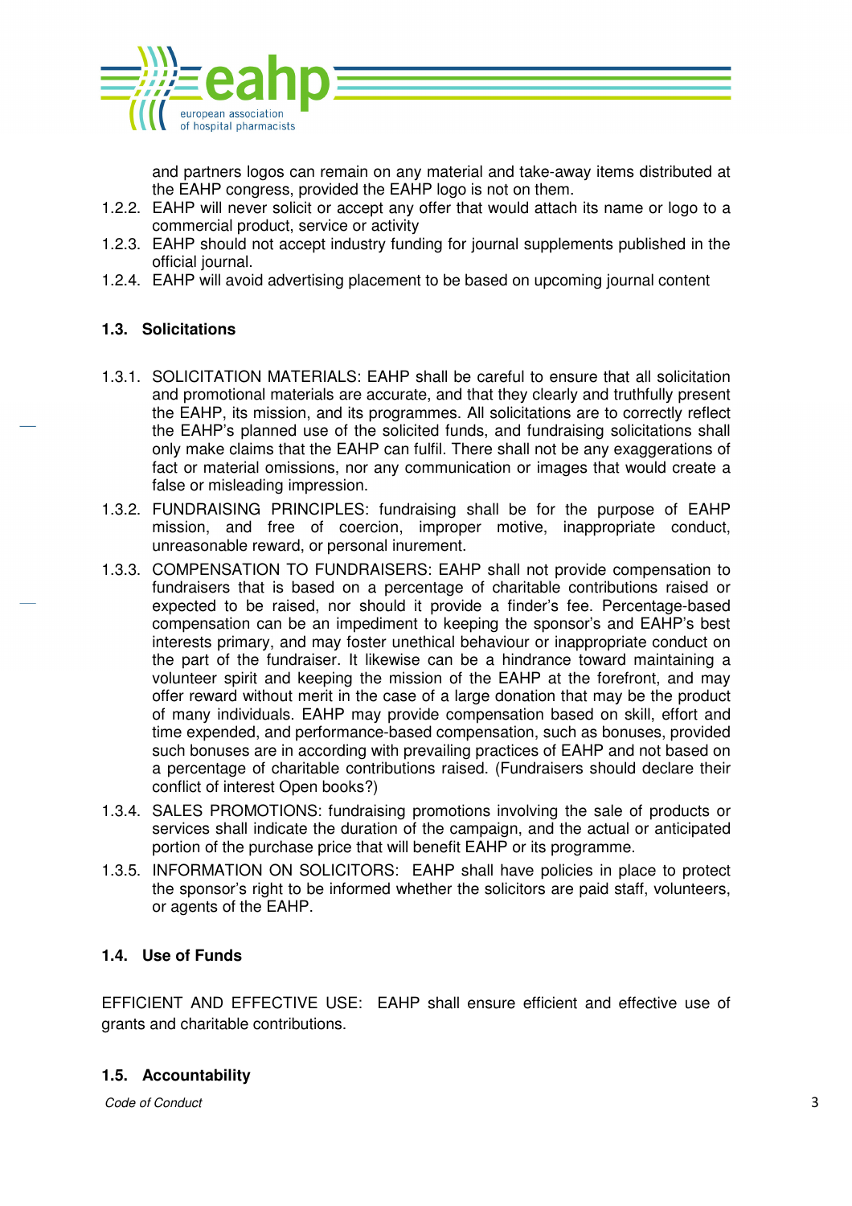and partners logos can remain on any material and take-away items distributed at the EAHP congress, provided the EAHP logo is not on them.

1.2.2. EAHP will never solicit or accept any offer that would attach its name or logo to a commercial product, service or activity

1.2.3. EAHP should not accept industry funding for journal supplements published in the official journal.

1.2.4. EAHP will avoid advertising placement to be based on upcoming journal content

### 1.3. Solicitations

1.3.1. SOLICITATION MATERIALS: EAHP shall be careful to ensure that all solicitation and promotional materials are accurate, and that they clearly and truthfully present the EAHP, its mission, and its programmes. All solicitations are to correctly reflect the EAHP's planned use of the solicited funds, and fundraising solicitations shall only make claims that the EAHP can fulfil. There shall not be any exaggerations of fact or material omissions, nor any communication or images that would create a false or misleading impression.

1.3.2. FUNDRAISING PRINCIPLES: fundraising shall be for the purpose of EAHP mission, and free of coercion, improper motive, inappropriate conduct, unreasonable reward, or personal inurement.

1.3.3. COMPENSATION TO FUNDRAISERS: EAHP shall not provide compensation to fundraisers that is based on a percentage of charitable contributions raised or expected to be raised, nor should it provide a finder's fee. Percentage-based compensation can be an impediment to keeping the sponsor's and EAHP's best interests primary, and may foster unethical behaviour or inappropriate conduct on the part of the fundraiser. It likewise can be a hindrance toward maintaining a volunteer spirit and keeping the mission of the EAHP at the forefront, and may offer reward without merit in the case of a large donation that may be the product of many individuals. EAHP may provide compensation based on skill, effort and time expended, and performance-based compensation, such as bonuses, provided such bonuses are in according with prevailing practices of EAHP and not based on a percentage of charitable contributions raised. (Fundraisers should declare their conflict of interest Open books?)

1.3.4. SALES PROMOTIONS: fundraising promotions involving the sale of products or services shall indicate the duration of the campaign, and the actual or anticipated portion of the purchase price that will benefit EAHP or its programme.

1.3.5. INFORMATION ON SOLICITORS: EAHP shall have policies in place to protect the sponsor's right to be informed whether the solicitors are paid staff, volunteers, or agents of the EAHP.

### 1.4. Use of Funds

EFFICIENT AND EFFECTIVE USE: EAHP shall ensure efficient and effective use of grants and charitable contributions.

### 1.5. Accountability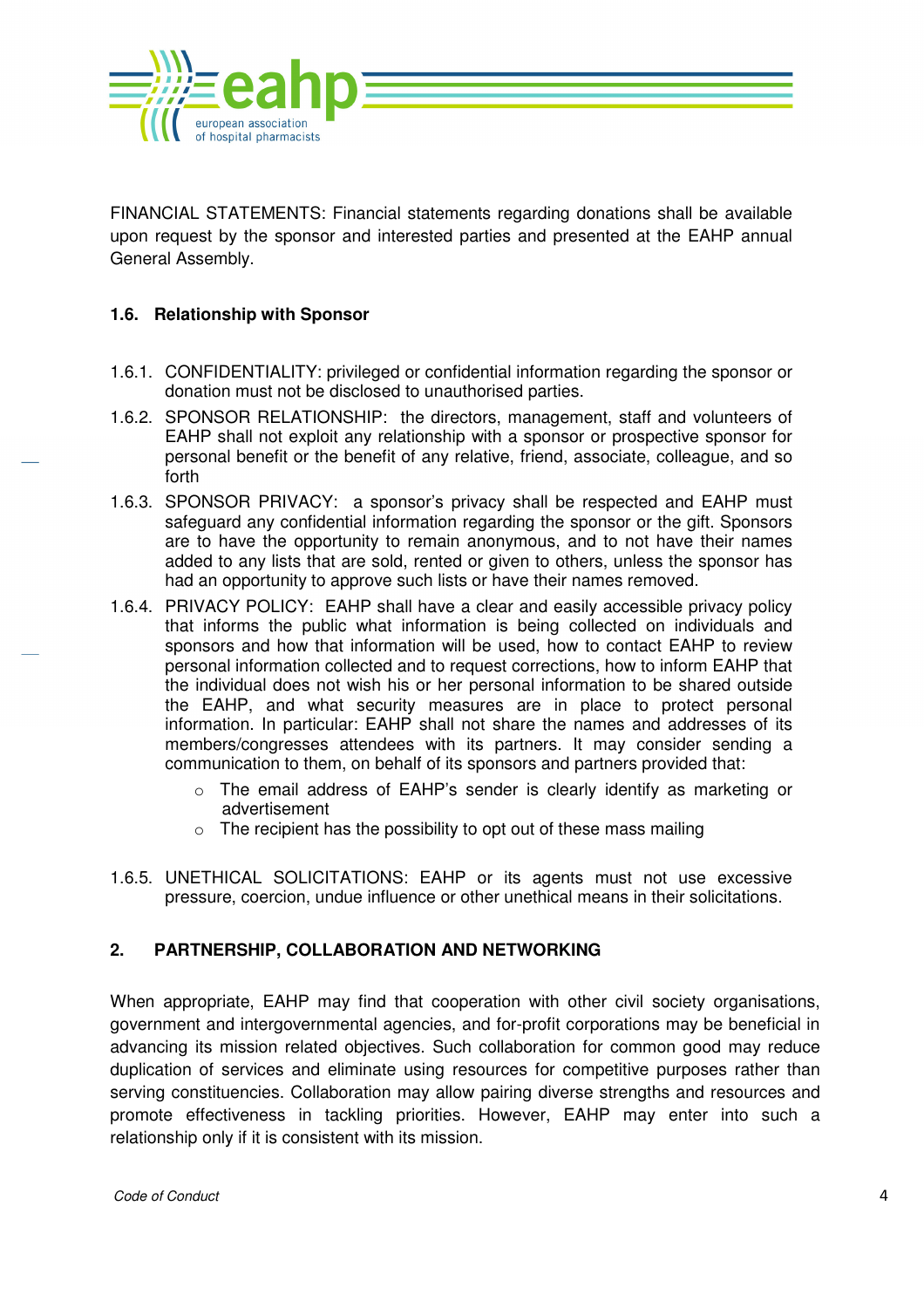FINANCIAL STATEMENTS: Financial statements regarding donations shall be available upon request by the sponsor and interested parties and presented at the EAHP annual General Assembly.

### 1.6. Relationship with Sponsor

1.6.1. CONFIDENTIALITY: privileged or confidential information regarding the sponsor or donation must not be disclosed to unauthorised parties.

1.6.2. SPONSOR RELATIONSHIP: the directors, management, staff and volunteers of EAHP shall not exploit any relationship with a sponsor or prospective sponsor for personal benefit or the benefit of any relative, friend, associate, colleague, and so forth

1.6.3. SPONSOR PRIVACY: a sponsor's privacy shall be respected and EAHP must safeguard any confidential information regarding the sponsor or the gift. Sponsors are to have the opportunity to remain anonymous, and to not have their names added to any lists that are sold, rented or given to others, unless the sponsor has had an opportunity to approve such lists or have their names removed.

1.6.4. PRIVACY POLICY: EAHP shall have a clear and easily accessible privacy policy that informs the public what information is being collected on individuals and sponsors and how that information will be used, how to contact EAHP to review personal information collected and to request corrections, how to inform EAHP that the individual does not wish his or her personal information to be shared outside the EAHP, and what security measures are in place to protect personal information. In particular: EAHP shall not share the names and addresses of its members/congresses attendees with its partners. It may consider sending a communication to them, on behalf of its sponsors and partners provided that:

- The email address of EAHP's sender is clearly identify as marketing or advertisement
- The recipient has the possibility to opt out of these mass mailing

1.6.5. UNETHICAL SOLICITATIONS: EAHP or its agents must not use excessive pressure, coercion, undue influence or other unethical means in their solicitations.

## 2. PARTNERSHIP, COLLABORATION AND NETWORKING

When appropriate, EAHP may find that cooperation with other civil society organisations, government and intergovernmental agencies, and for-profit corporations may be beneficial in advancing its mission related objectives. Such collaboration for common good may reduce duplication of services and eliminate using resources for competitive purposes rather than serving constituencies. Collaboration may allow pairing diverse strengths and resources and promote effectiveness in tackling priorities. However, EAHP may enter into such a relationship only if it is consistent with its mission.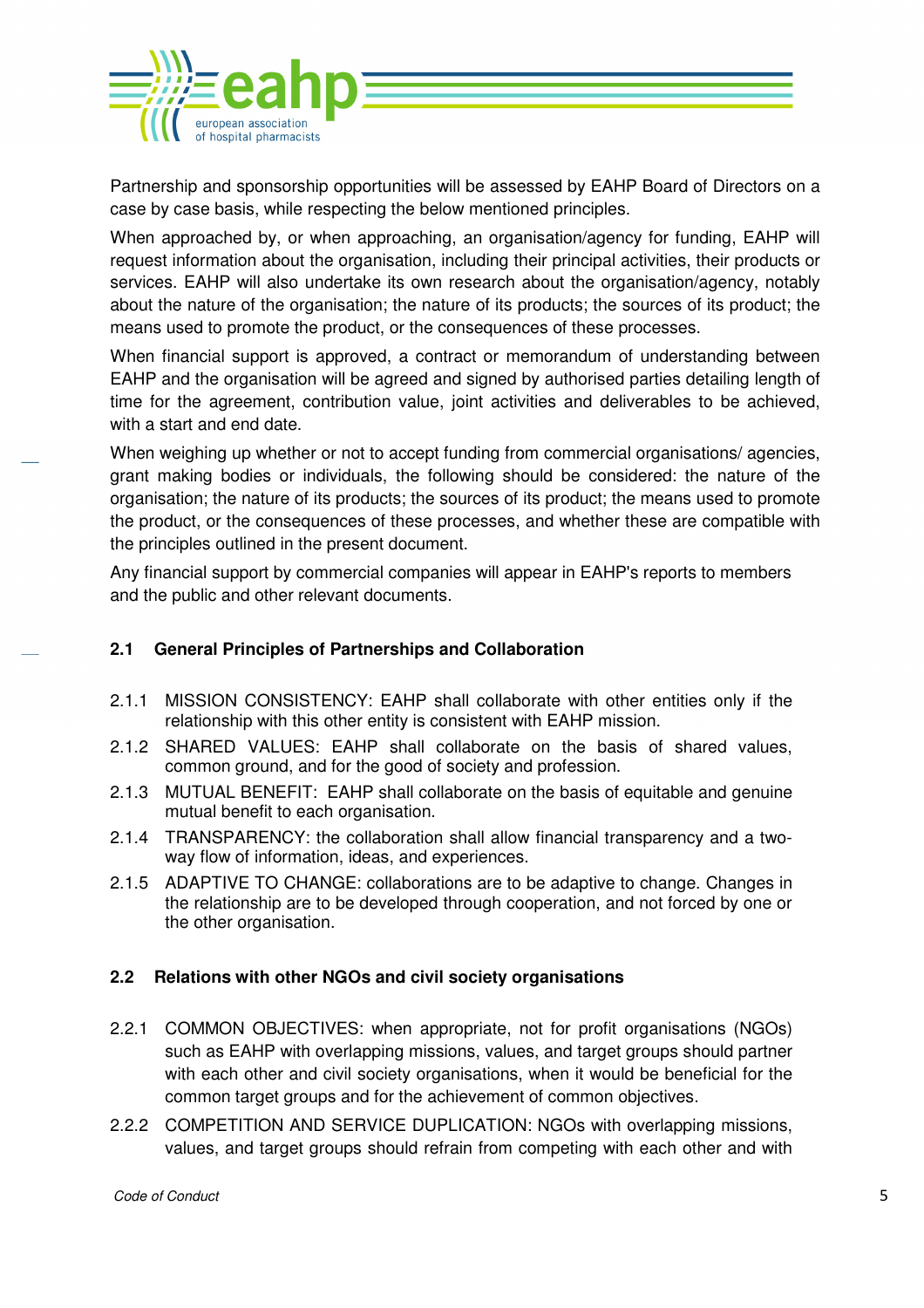Partnership and sponsorship opportunities will be assessed by EAHP Board of Directors on a case by case basis, while respecting the below mentioned principles.

When approached by, or when approaching, an organisation/agency for funding, EAHP will request information about the organisation, including their principal activities, their products or services. EAHP will also undertake its own research about the organisation/agency, notably about the nature of the organisation; the nature of its products; the sources of its product; the means used to promote the product, or the consequences of these processes.

When financial support is approved, a contract or memorandum of understanding between EAHP and the organisation will be agreed and signed by authorised parties detailing length of time for the agreement, contribution value, joint activities and deliverables to be achieved, with a start and end date.

When weighing up whether or not to accept funding from commercial organisations/ agencies, grant making bodies or individuals, the following should be considered: the nature of the organisation; the nature of its products; the sources of its product; the means used to promote the product, or the consequences of these processes, and whether these are compatible with the principles outlined in the present document.

Any financial support by commercial companies will appear in EAHP's reports to members and the public and other relevant documents.

### 2.1 General Principles of Partnerships and Collaboration

2.1.1 MISSION CONSISTENCY: EAHP shall collaborate with other entities only if the relationship with this other entity is consistent with EAHP mission.

2.1.2 SHARED VALUES: EAHP shall collaborate on the basis of shared values, common ground, and for the good of society and profession.

2.1.3 MUTUAL BENEFIT: EAHP shall collaborate on the basis of equitable and genuine mutual benefit to each organisation.

2.1.4 TRANSPARENCY: the collaboration shall allow financial transparency and a two-way flow of information, ideas, and experiences.

2.1.5 ADAPTIVE TO CHANGE: collaborations are to be adaptive to change. Changes in the relationship are to be developed through cooperation, and not forced by one or the other organisation.

### 2.2 Relations with other NGOs and civil society organisations

2.2.1 COMMON OBJECTIVES: when appropriate, not for profit organisations (NGOs) such as EAHP with overlapping missions, values, and target groups should partner with each other and civil society organisations, when it would be beneficial for the common target groups and for the achievement of common objectives.

2.2.2 COMPETITION AND SERVICE DUPLICATION: NGOs with overlapping missions, values, and target groups should refrain from competing with each other and with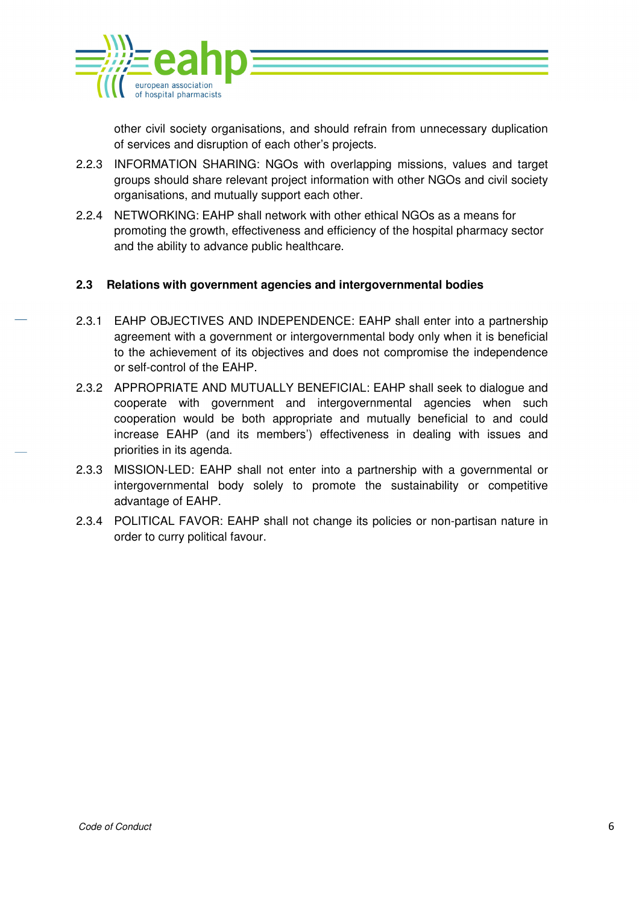other civil society organisations, and should refrain from unnecessary duplication of services and disruption of each other's projects.

2.2.3 INFORMATION SHARING: NGOs with overlapping missions, values and target groups should share relevant project information with other NGOs and civil society organisations, and mutually support each other.

2.2.4 NETWORKING: EAHP shall network with other ethical NGOs as a means for promoting the growth, effectiveness and efficiency of the hospital pharmacy sector and the ability to advance public healthcare.

### 2.3 Relations with government agencies and intergovernmental bodies

2.3.1 EAHP OBJECTIVES AND INDEPENDENCE: EAHP shall enter into a partnership agreement with a government or intergovernmental body only when it is beneficial to the achievement of its objectives and does not compromise the independence or self-control of the EAHP.

2.3.2 APPROPRIATE AND MUTUALLY BENEFICIAL: EAHP shall seek to dialogue and cooperate with government and intergovernmental agencies when such cooperation would be both appropriate and mutually beneficial to and could increase EAHP (and its members') effectiveness in dealing with issues and priorities in its agenda.

2.3.3 MISSION-LED: EAHP shall not enter into a partnership with a governmental or intergovernmental body solely to promote the sustainability or competitive advantage of EAHP.

2.3.4 POLITICAL FAVOR: EAHP shall not change its policies or non-partisan nature in order to curry political favour.